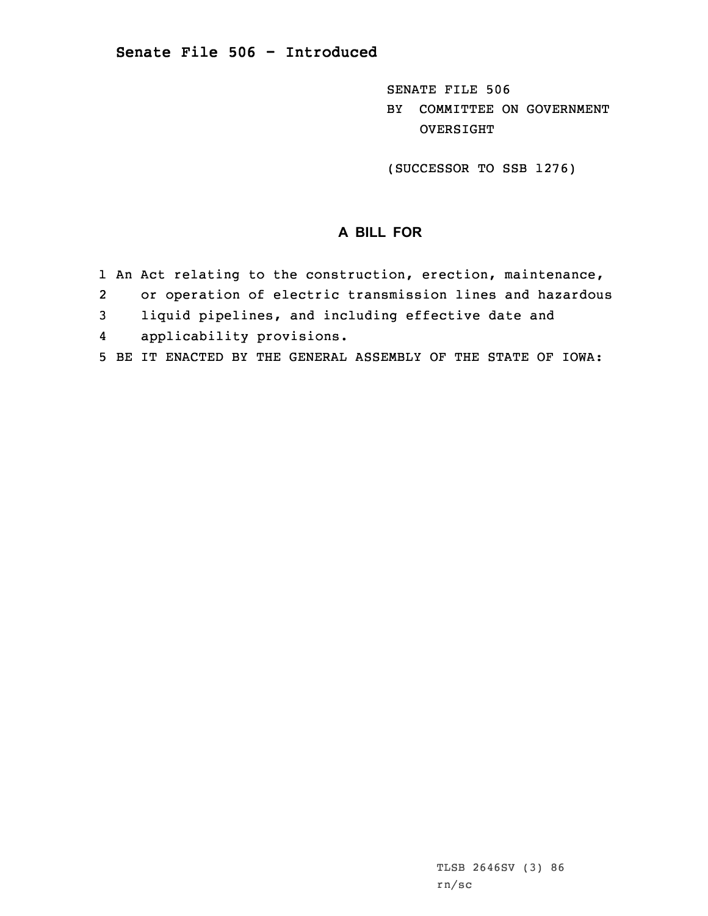# Senate File 506 - Introduced

SENATE FILE 506
BY COMMITTEE ON GOVERNMENT OVERSIGHT

(SUCCESSOR TO SSB 1276)

## A BILL FOR

1 An Act relating to the construction, erection, maintenance,
2 or operation of electric transmission lines and hazardous
3 liquid pipelines, and including effective date and
4 applicability provisions.
5 BE IT ENACTED BY THE GENERAL ASSEMBLY OF THE STATE OF IOWA:

TLSB 2646SV (3) 86
rn/sc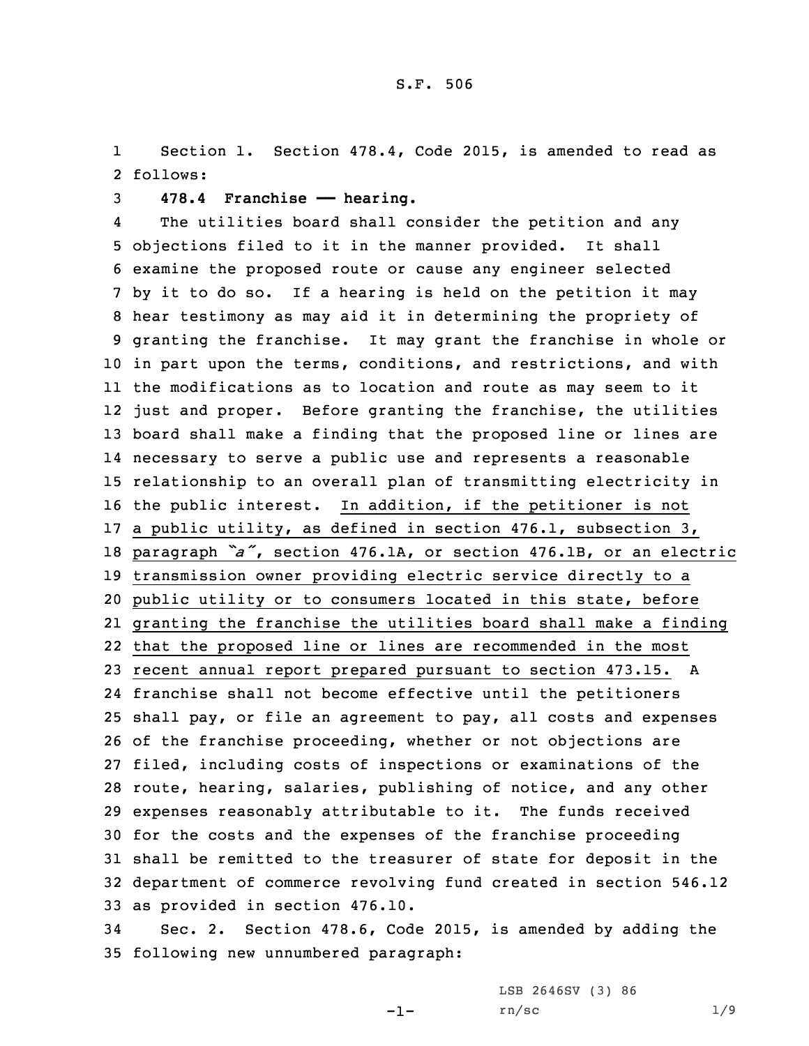Section 1. Section 478.4, Code 2015, is amended to read as follows:

**478.4 Franchise —— hearing.**

The utilities board shall consider the petition and any objections filed to it in the manner provided. It shall examine the proposed route or cause any engineer selected by it to do so. If a hearing is held on the petition it may hear testimony as may aid it in determining the propriety of granting the franchise. It may grant the franchise in whole or in part upon the terms, conditions, and restrictions, and with the modifications as to location and route as may seem to it just and proper. Before granting the franchise, the utilities board shall make a finding that the proposed line or lines are necessary to serve a public use and represents a reasonable relationship to an overall plan of transmitting electricity in the public interest. <u>In addition, if the petitioner is not a public utility, as defined in section 476.1, subsection 3, paragraph *"a"*, section 476.1A, or section 476.1B, or an electric transmission owner providing electric service directly to a public utility or to consumers located in this state, before granting the franchise the utilities board shall make a finding that the proposed line or lines are recommended in the most recent annual report prepared pursuant to section 473.15.</u> A franchise shall not become effective until the petitioners shall pay, or file an agreement to pay, all costs and expenses of the franchise proceeding, whether or not objections are filed, including costs of inspections or examinations of the route, hearing, salaries, publishing of notice, and any other expenses reasonably attributable to it. The funds received for the costs and the expenses of the franchise proceeding shall be remitted to the treasurer of state for deposit in the department of commerce revolving fund created in section 546.12 as provided in section 476.10.

Sec. 2. Section 478.6, Code 2015, is amended by adding the following new unnumbered paragraph: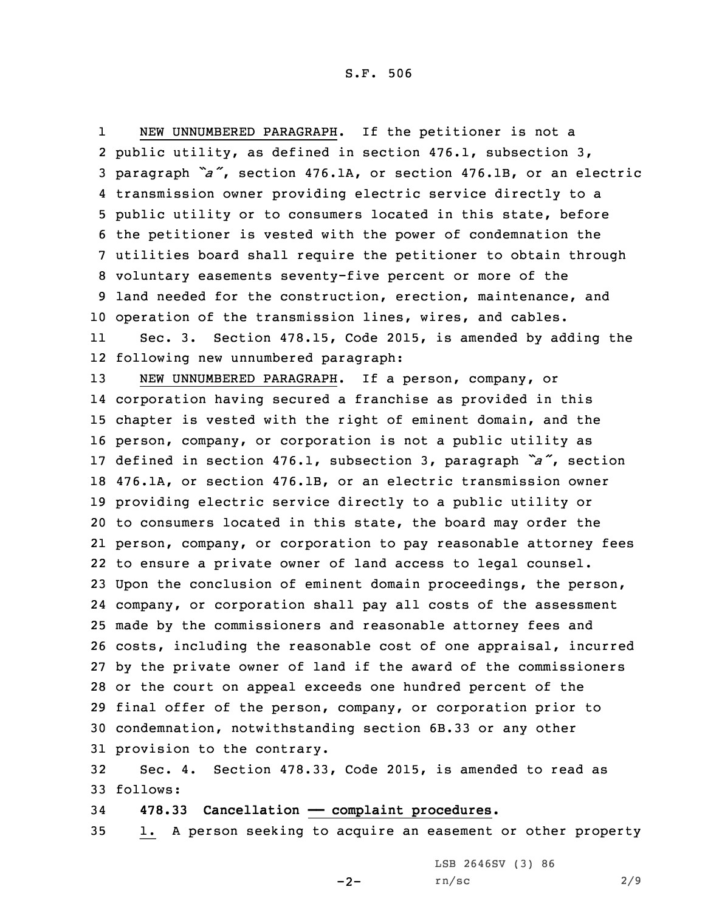NEW UNNUMBERED PARAGRAPH. If the petitioner is not a public utility, as defined in section 476.1, subsection 3, paragraph *"a"*, section 476.1A, or section 476.1B, or an electric transmission owner providing electric service directly to a public utility or to consumers located in this state, before the petitioner is vested with the power of condemnation the utilities board shall require the petitioner to obtain through voluntary easements seventy-five percent or more of the land needed for the construction, erection, maintenance, and operation of the transmission lines, wires, and cables.

Sec. 3. Section 478.15, Code 2015, is amended by adding the following new unnumbered paragraph:

NEW UNNUMBERED PARAGRAPH. If a person, company, or corporation having secured a franchise as provided in this chapter is vested with the right of eminent domain, and the person, company, or corporation is not a public utility as defined in section 476.1, subsection 3, paragraph *"a"*, section 476.1A, or section 476.1B, or an electric transmission owner providing electric service directly to a public utility or to consumers located in this state, the board may order the person, company, or corporation to pay reasonable attorney fees to ensure a private owner of land access to legal counsel. Upon the conclusion of eminent domain proceedings, the person, company, or corporation shall pay all costs of the assessment made by the commissioners and reasonable attorney fees and costs, including the reasonable cost of one appraisal, incurred by the private owner of land if the award of the commissioners or the court on appeal exceeds one hundred percent of the final offer of the person, company, or corporation prior to condemnation, notwithstanding section 6B.33 or any other provision to the contrary.

Sec. 4. Section 478.33, Code 2015, is amended to read as follows:

**478.33 Cancellation — complaint procedures.**

1. A person seeking to acquire an easement or other property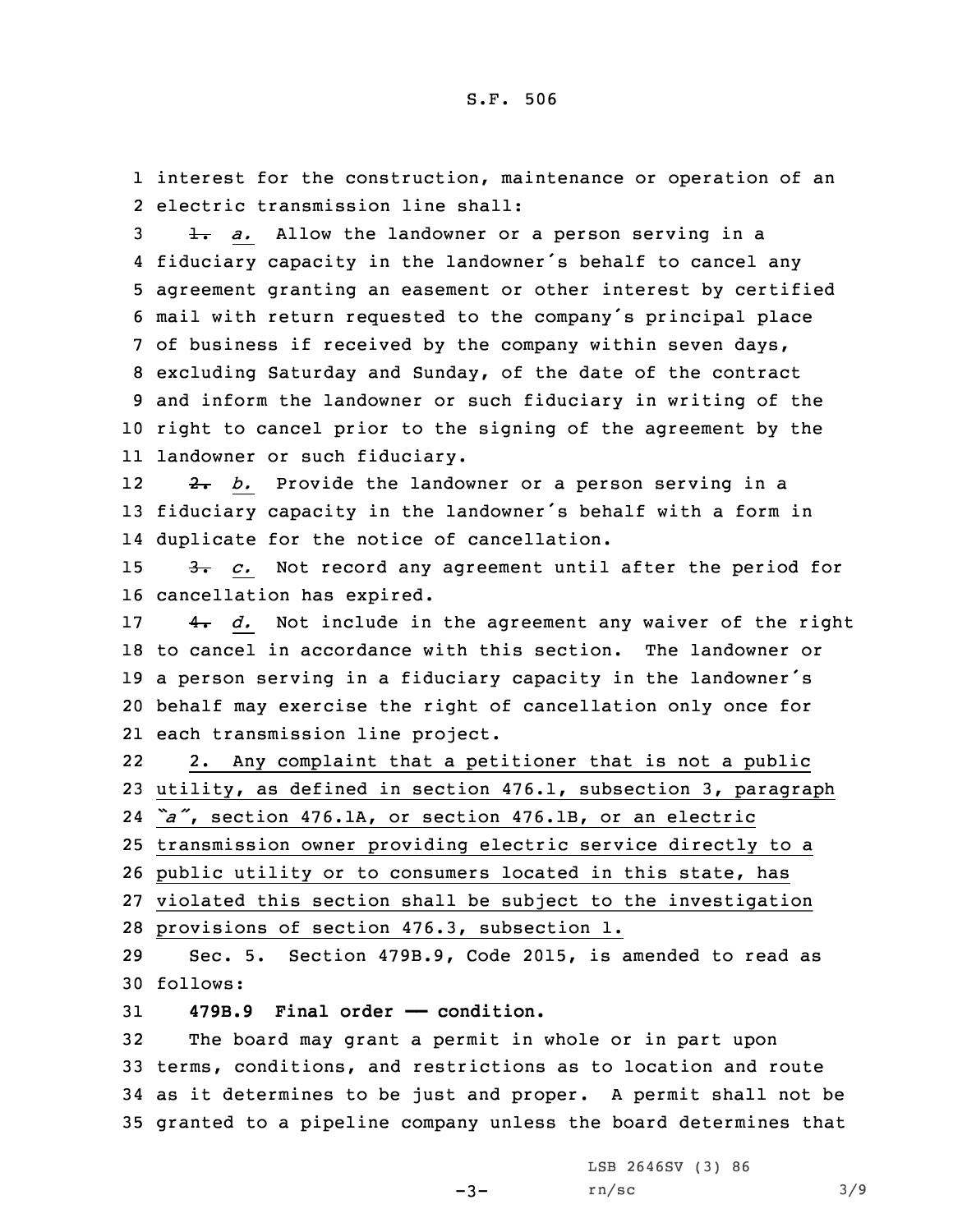interest for the construction, maintenance or operation of an electric transmission line shall:

~~1.~~ *a.* Allow the landowner or a person serving in a fiduciary capacity in the landowner's behalf to cancel any agreement granting an easement or other interest by certified mail with return requested to the company's principal place of business if received by the company within seven days, excluding Saturday and Sunday, of the date of the contract and inform the landowner or such fiduciary in writing of the right to cancel prior to the signing of the agreement by the landowner or such fiduciary.

~~2.~~ *b.* Provide the landowner or a person serving in a fiduciary capacity in the landowner's behalf with a form in duplicate for the notice of cancellation.

~~3.~~ *c.* Not record any agreement until after the period for cancellation has expired.

~~4.~~ *d.* Not include in the agreement any waiver of the right to cancel in accordance with this section. The landowner or a person serving in a fiduciary capacity in the landowner's behalf may exercise the right of cancellation only once for each transmission line project.

<u>2. Any complaint that a petitioner that is not a public utility, as defined in section 476.1, subsection 3, paragraph "a", section 476.1A, or section 476.1B, or an electric transmission owner providing electric service directly to a public utility or to consumers located in this state, has violated this section shall be subject to the investigation provisions of section 476.3, subsection 1.</u>

Sec. 5. Section 479B.9, Code 2015, is amended to read as follows:

**479B.9 Final order — condition.**

The board may grant a permit in whole or in part upon terms, conditions, and restrictions as to location and route as it determines to be just and proper. A permit shall not be granted to a pipeline company unless the board determines that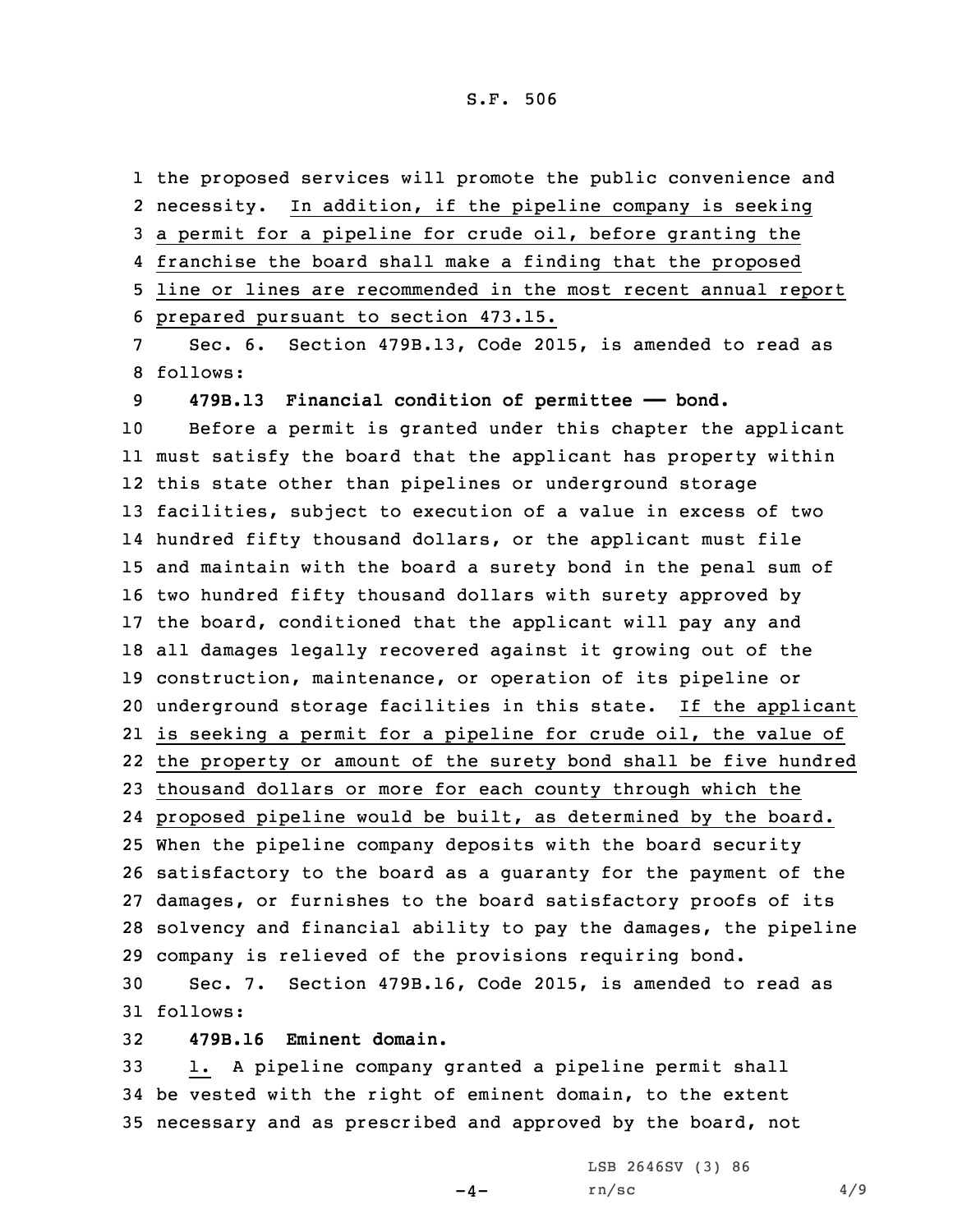the proposed services will promote the public convenience and necessity. In addition, if the pipeline company is seeking a permit for a pipeline for crude oil, before granting the franchise the board shall make a finding that the proposed line or lines are recommended in the most recent annual report prepared pursuant to section 473.15.

Sec. 6. Section 479B.13, Code 2015, is amended to read as follows:

**479B.13 Financial condition of permittee —— bond.**

Before a permit is granted under this chapter the applicant must satisfy the board that the applicant has property within this state other than pipelines or underground storage facilities, subject to execution of a value in excess of two hundred fifty thousand dollars, or the applicant must file and maintain with the board a surety bond in the penal sum of two hundred fifty thousand dollars with surety approved by the board, conditioned that the applicant will pay any and all damages legally recovered against it growing out of the construction, maintenance, or operation of its pipeline or underground storage facilities in this state. If the applicant is seeking a permit for a pipeline for crude oil, the value of the property or amount of the surety bond shall be five hundred thousand dollars or more for each county through which the proposed pipeline would be built, as determined by the board. When the pipeline company deposits with the board security satisfactory to the board as a guaranty for the payment of the damages, or furnishes to the board satisfactory proofs of its solvency and financial ability to pay the damages, the pipeline company is relieved of the provisions requiring bond.

Sec. 7. Section 479B.16, Code 2015, is amended to read as follows:

**479B.16 Eminent domain.**

1. A pipeline company granted a pipeline permit shall be vested with the right of eminent domain, to the extent necessary and as prescribed and approved by the board, not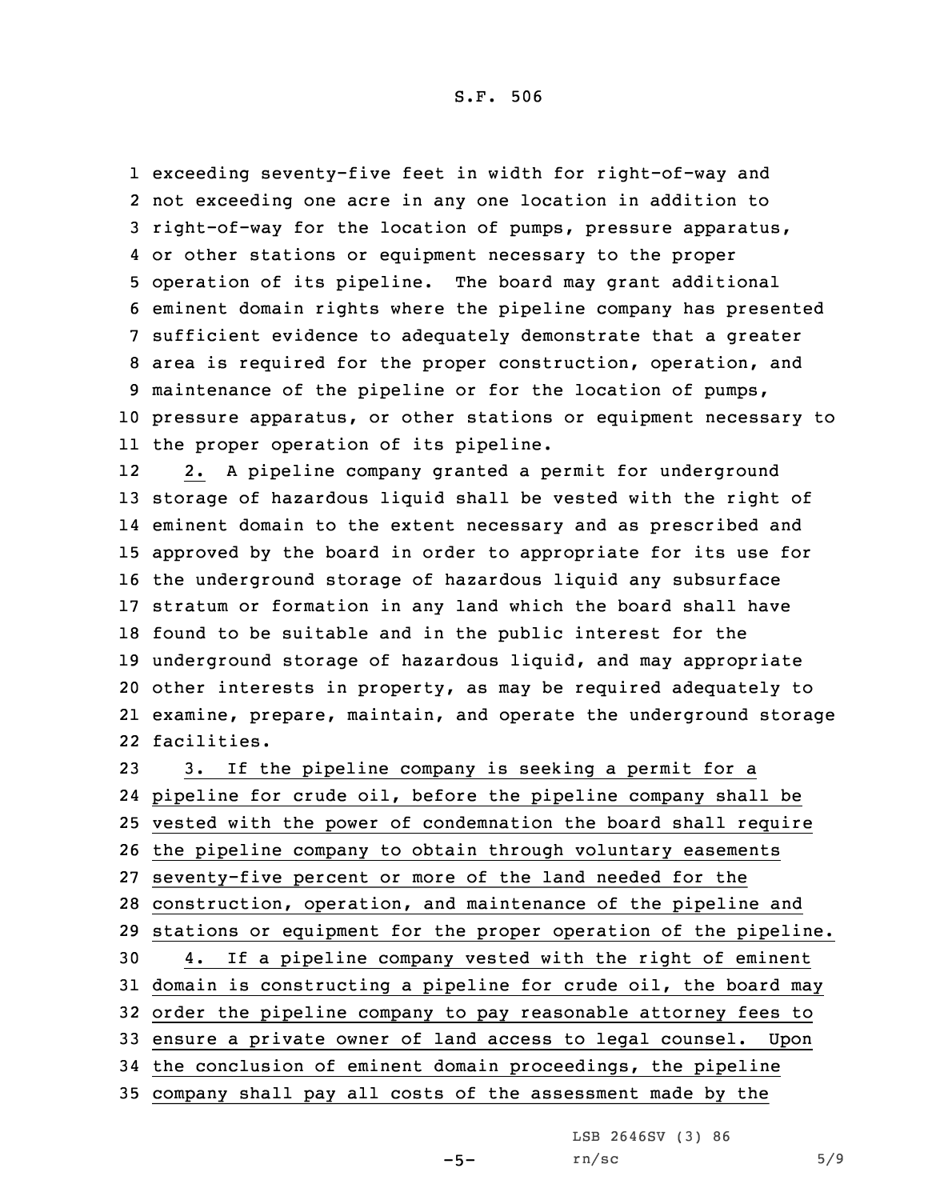exceeding seventy-five feet in width for right-of-way and not exceeding one acre in any one location in addition to right-of-way for the location of pumps, pressure apparatus, or other stations or equipment necessary to the proper operation of its pipeline. The board may grant additional eminent domain rights where the pipeline company has presented sufficient evidence to adequately demonstrate that a greater area is required for the proper construction, operation, and maintenance of the pipeline or for the location of pumps, pressure apparatus, or other stations or equipment necessary to the proper operation of its pipeline.

2. A pipeline company granted a permit for underground storage of hazardous liquid shall be vested with the right of eminent domain to the extent necessary and as prescribed and approved by the board in order to appropriate for its use for the underground storage of hazardous liquid any subsurface stratum or formation in any land which the board shall have found to be suitable and in the public interest for the underground storage of hazardous liquid, and may appropriate other interests in property, as may be required adequately to examine, prepare, maintain, and operate the underground storage facilities.

3. If the pipeline company is seeking a permit for a pipeline for crude oil, before the pipeline company shall be vested with the power of condemnation the board shall require the pipeline company to obtain through voluntary easements seventy-five percent or more of the land needed for the construction, operation, and maintenance of the pipeline and stations or equipment for the proper operation of the pipeline.

4. If a pipeline company vested with the right of eminent domain is constructing a pipeline for crude oil, the board may order the pipeline company to pay reasonable attorney fees to ensure a private owner of land access to legal counsel. Upon the conclusion of eminent domain proceedings, the pipeline company shall pay all costs of the assessment made by the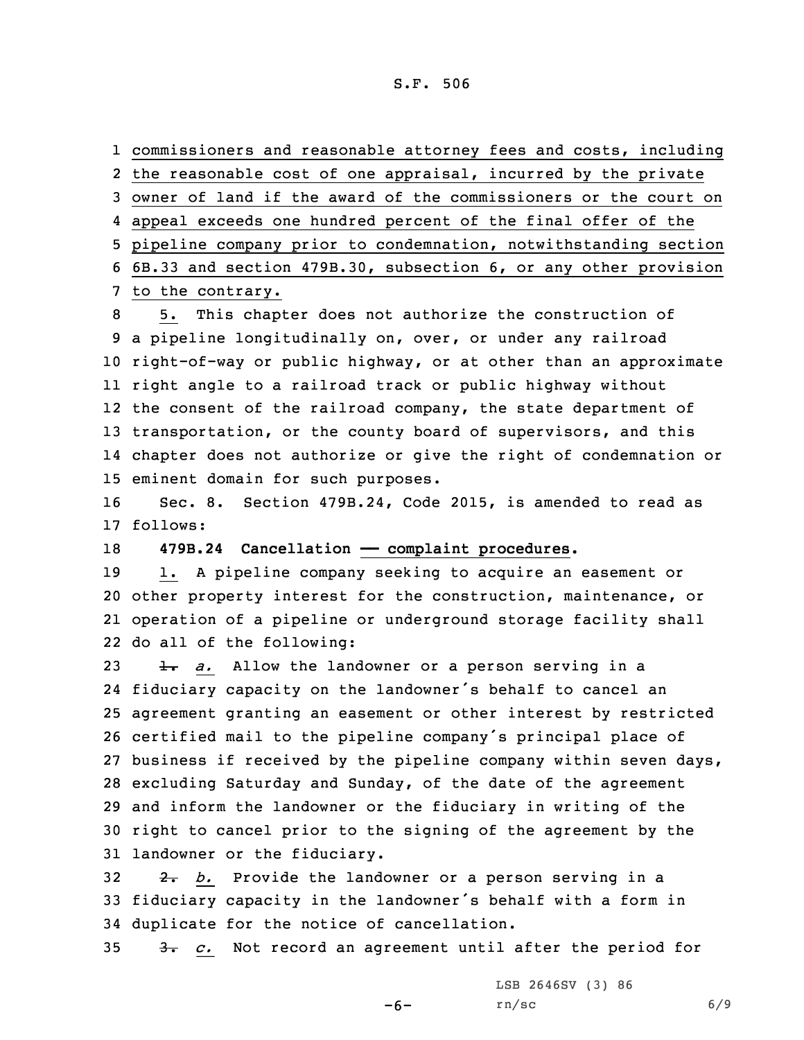commissioners and reasonable attorney fees and costs, including the reasonable cost of one appraisal, incurred by the private owner of land if the award of the commissioners or the court on appeal exceeds one hundred percent of the final offer of the pipeline company prior to condemnation, notwithstanding section 6B.33 and section 479B.30, subsection 6, or any other provision to the contrary.

5. This chapter does not authorize the construction of a pipeline longitudinally on, over, or under any railroad right-of-way or public highway, or at other than an approximate right angle to a railroad track or public highway without the consent of the railroad company, the state department of transportation, or the county board of supervisors, and this chapter does not authorize or give the right of condemnation or eminent domain for such purposes.

Sec. 8. Section 479B.24, Code 2015, is amended to read as follows:

**479B.24 Cancellation — complaint procedures.**

1. A pipeline company seeking to acquire an easement or other property interest for the construction, maintenance, or operation of a pipeline or underground storage facility shall do all of the following:

~~1.~~ *a.* Allow the landowner or a person serving in a fiduciary capacity on the landowner's behalf to cancel an agreement granting an easement or other interest by restricted certified mail to the pipeline company's principal place of business if received by the pipeline company within seven days, excluding Saturday and Sunday, of the date of the agreement and inform the landowner or the fiduciary in writing of the right to cancel prior to the signing of the agreement by the landowner or the fiduciary.

~~2.~~ *b.* Provide the landowner or a person serving in a fiduciary capacity in the landowner's behalf with a form in duplicate for the notice of cancellation.

~~3.~~ *c.* Not record an agreement until after the period for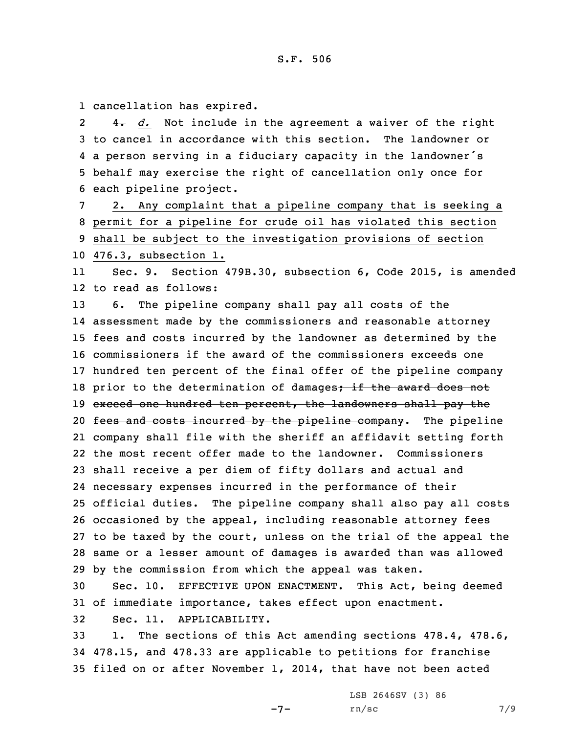cancellation has expired.

~~4.~~ *d.* Not include in the agreement a waiver of the right to cancel in accordance with this section. The landowner or a person serving in a fiduciary capacity in the landowner's behalf may exercise the right of cancellation only once for each pipeline project.

2. Any complaint that a pipeline company that is seeking a permit for a pipeline for crude oil has violated this section shall be subject to the investigation provisions of section 476.3, subsection 1.

Sec. 9. Section 479B.30, subsection 6, Code 2015, is amended to read as follows:

6. The pipeline company shall pay all costs of the assessment made by the commissioners and reasonable attorney fees and costs incurred by the landowner as determined by the commissioners if the award of the commissioners exceeds one hundred ten percent of the final offer of the pipeline company prior to the determination of damages~~; if the award does not exceed one hundred ten percent, the landowners shall pay the fees and costs incurred by the pipeline company~~. The pipeline company shall file with the sheriff an affidavit setting forth the most recent offer made to the landowner. Commissioners shall receive a per diem of fifty dollars and actual and necessary expenses incurred in the performance of their official duties. The pipeline company shall also pay all costs occasioned by the appeal, including reasonable attorney fees to be taxed by the court, unless on the trial of the appeal the same or a lesser amount of damages is awarded than was allowed by the commission from which the appeal was taken.

Sec. 10. EFFECTIVE UPON ENACTMENT. This Act, being deemed of immediate importance, takes effect upon enactment.

Sec. 11. APPLICABILITY.

1. The sections of this Act amending sections 478.4, 478.6, 478.15, and 478.33 are applicable to petitions for franchise filed on or after November 1, 2014, that have not been acted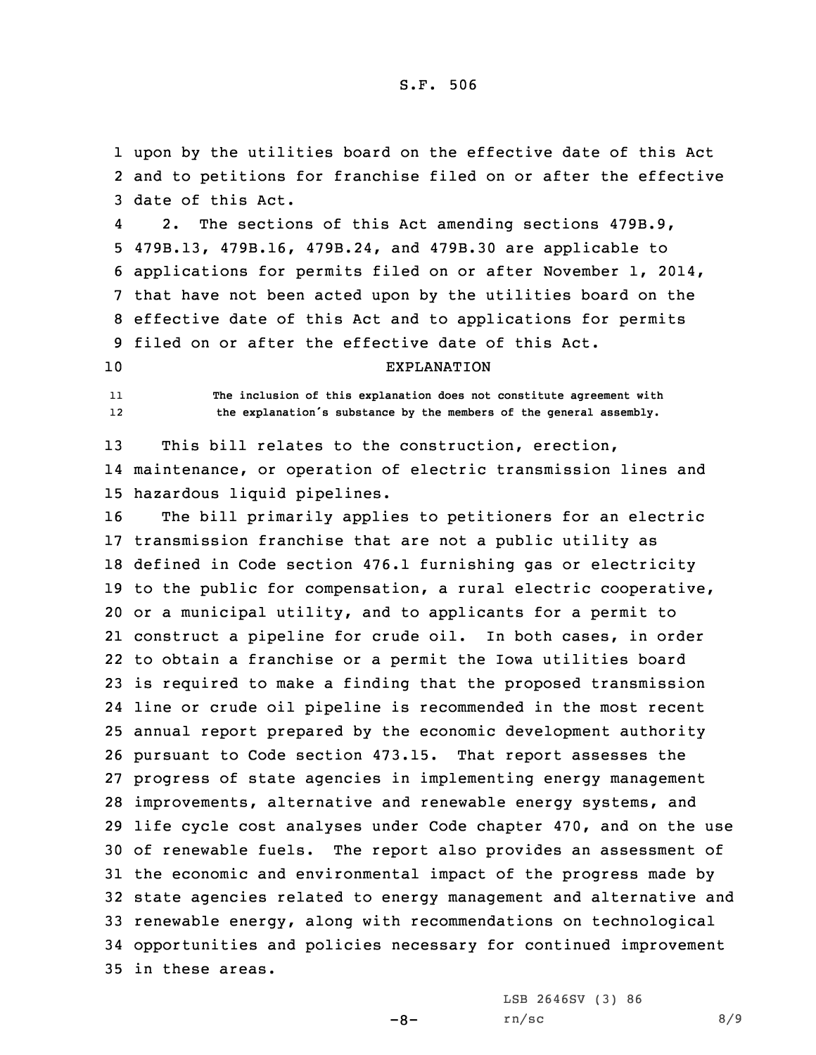upon by the utilities board on the effective date of this Act and to petitions for franchise filed on or after the effective date of this Act.

2. The sections of this Act amending sections 479B.9, 479B.13, 479B.16, 479B.24, and 479B.30 are applicable to applications for permits filed on or after November 1, 2014, that have not been acted upon by the utilities board on the effective date of this Act and to applications for permits filed on or after the effective date of this Act.

EXPLANATION

The inclusion of this explanation does not constitute agreement with the explanation's substance by the members of the general assembly.

This bill relates to the construction, erection, maintenance, or operation of electric transmission lines and hazardous liquid pipelines.

The bill primarily applies to petitioners for an electric transmission franchise that are not a public utility as defined in Code section 476.1 furnishing gas or electricity to the public for compensation, a rural electric cooperative, or a municipal utility, and to applicants for a permit to construct a pipeline for crude oil. In both cases, in order to obtain a franchise or a permit the Iowa utilities board is required to make a finding that the proposed transmission line or crude oil pipeline is recommended in the most recent annual report prepared by the economic development authority pursuant to Code section 473.15. That report assesses the progress of state agencies in implementing energy management improvements, alternative and renewable energy systems, and life cycle cost analyses under Code chapter 470, and on the use of renewable fuels. The report also provides an assessment of the economic and environmental impact of the progress made by state agencies related to energy management and alternative and renewable energy, along with recommendations on technological opportunities and policies necessary for continued improvement in these areas.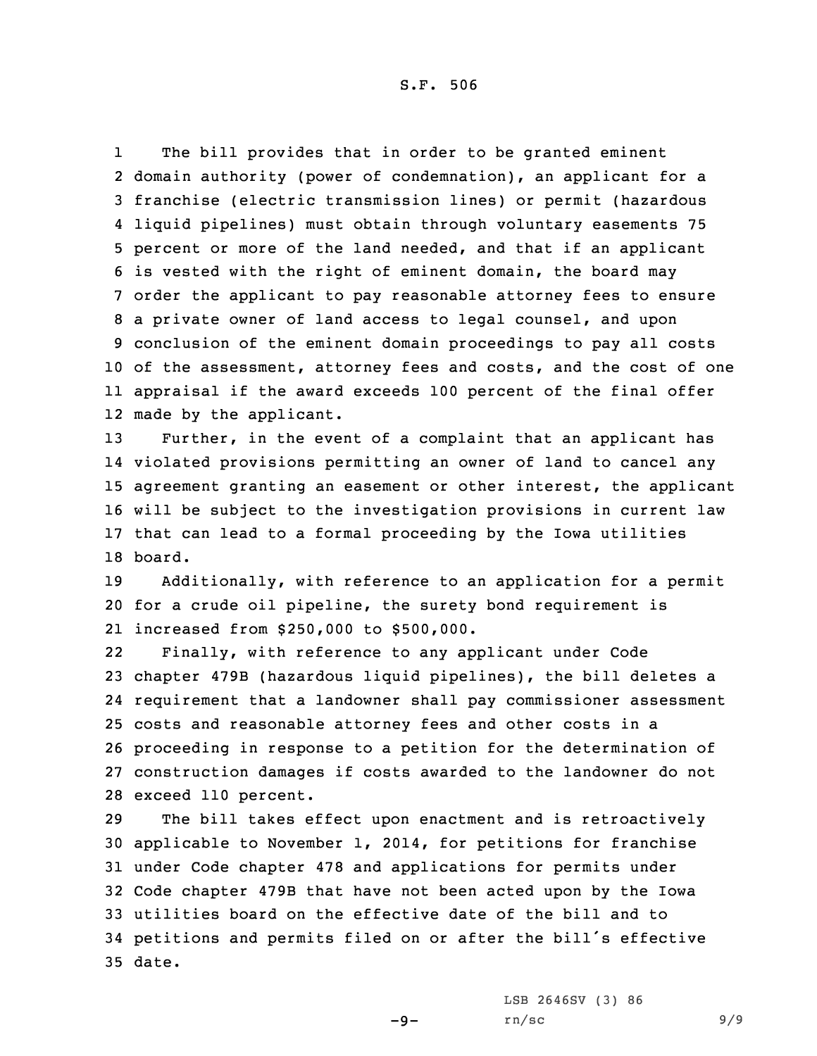The bill provides that in order to be granted eminent domain authority (power of condemnation), an applicant for a franchise (electric transmission lines) or permit (hazardous liquid pipelines) must obtain through voluntary easements 75 percent or more of the land needed, and that if an applicant is vested with the right of eminent domain, the board may order the applicant to pay reasonable attorney fees to ensure a private owner of land access to legal counsel, and upon conclusion of the eminent domain proceedings to pay all costs of the assessment, attorney fees and costs, and the cost of one appraisal if the award exceeds 100 percent of the final offer made by the applicant.

Further, in the event of a complaint that an applicant has violated provisions permitting an owner of land to cancel any agreement granting an easement or other interest, the applicant will be subject to the investigation provisions in current law that can lead to a formal proceeding by the Iowa utilities board.

Additionally, with reference to an application for a permit for a crude oil pipeline, the surety bond requirement is increased from $250,000 to $500,000.

Finally, with reference to any applicant under Code chapter 479B (hazardous liquid pipelines), the bill deletes a requirement that a landowner shall pay commissioner assessment costs and reasonable attorney fees and other costs in a proceeding in response to a petition for the determination of construction damages if costs awarded to the landowner do not exceed 110 percent.

The bill takes effect upon enactment and is retroactively applicable to November 1, 2014, for petitions for franchise under Code chapter 478 and applications for permits under Code chapter 479B that have not been acted upon by the Iowa utilities board on the effective date of the bill and to petitions and permits filed on or after the bill's effective date.

LSB 2646SV (3) 86
rn/sc